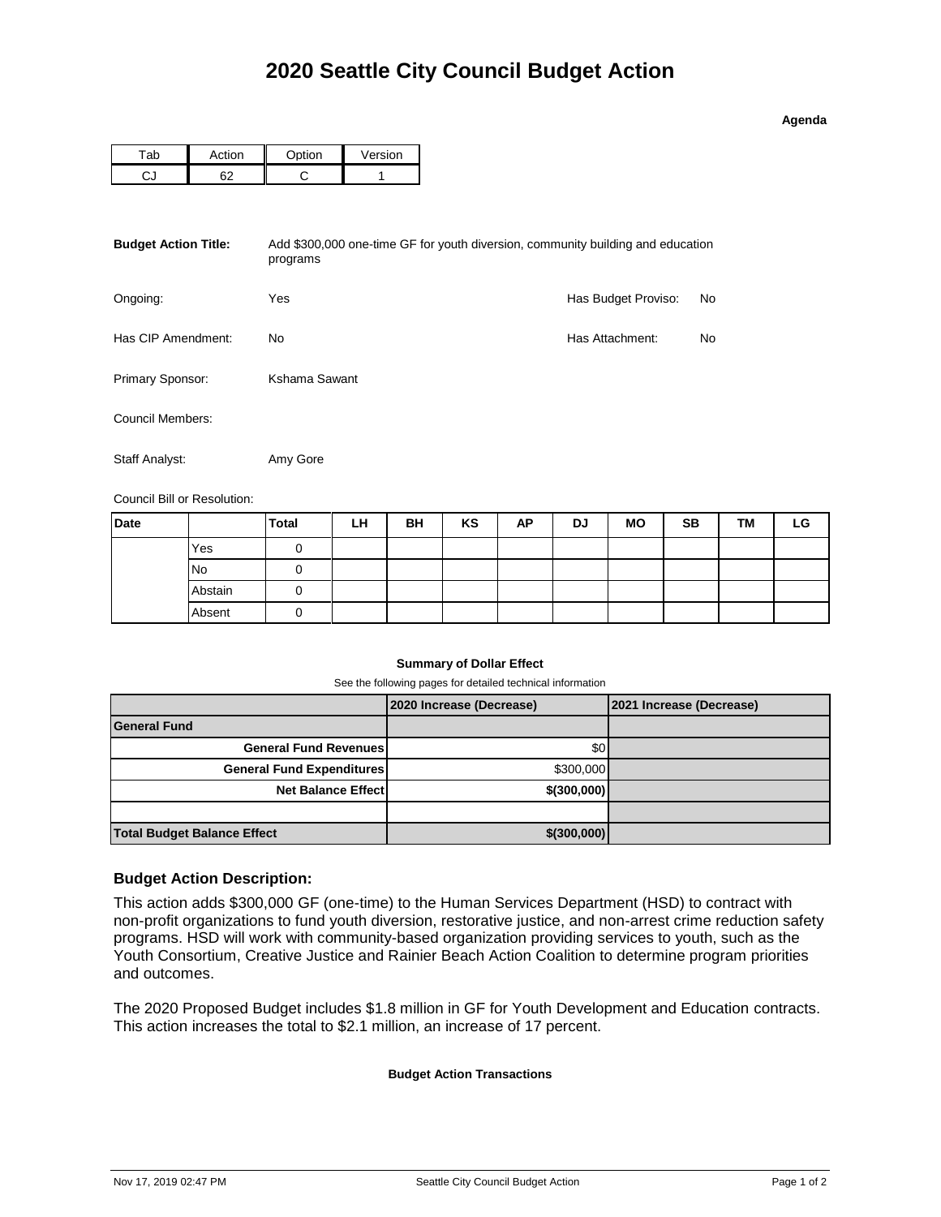# 2020 Seattle City Council Budget Action

**Agenda**

| Tab | Action | Option | Version |
| --- | --- | --- | --- |
| CJ | 62 | C | 1 |

**Budget Action Title:** Add $300,000 one-time GF for youth diversion, community building and education programs

Ongoing: Yes

Has Budget Proviso: No

Has CIP Amendment: No

Has Attachment: No

Primary Sponsor: Kshama Sawant

Council Members:

Staff Analyst: Amy Gore

Council Bill or Resolution:

| Date | | Total | LH | BH | KS | AP | DJ | MO | SB | TM | LG |
| --- | --- | --- | --- | --- | --- | --- | --- | --- | --- | --- | --- |
| | Yes | 0 | | | | | | | | | |
| | No | 0 | | | | | | | | | |
| | Abstain | 0 | | | | | | | | | |
| | Absent | 0 | | | | | | | | | |

**Summary of Dollar Effect**

See the following pages for detailed technical information

| | 2020 Increase (Decrease) | 2021 Increase (Decrease) |
| --- | --- | --- |
| **General Fund** | | |
| **General Fund Revenues** | $0 | |
| **General Fund Expenditures** | $300,000 | |
| **Net Balance Effect** | **$(300,000)** | |
| | | |
| **Total Budget Balance Effect** | **$(300,000)** | |

### Budget Action Description:

This action adds $300,000 GF (one-time) to the Human Services Department (HSD) to contract with non-profit organizations to fund youth diversion, restorative justice, and non-arrest crime reduction safety programs. HSD will work with community-based organization providing services to youth, such as the Youth Consortium, Creative Justice and Rainier Beach Action Coalition to determine program priorities and outcomes.

The 2020 Proposed Budget includes $1.8 million in GF for Youth Development and Education contracts. This action increases the total to $2.1 million, an increase of 17 percent.

**Budget Action Transactions**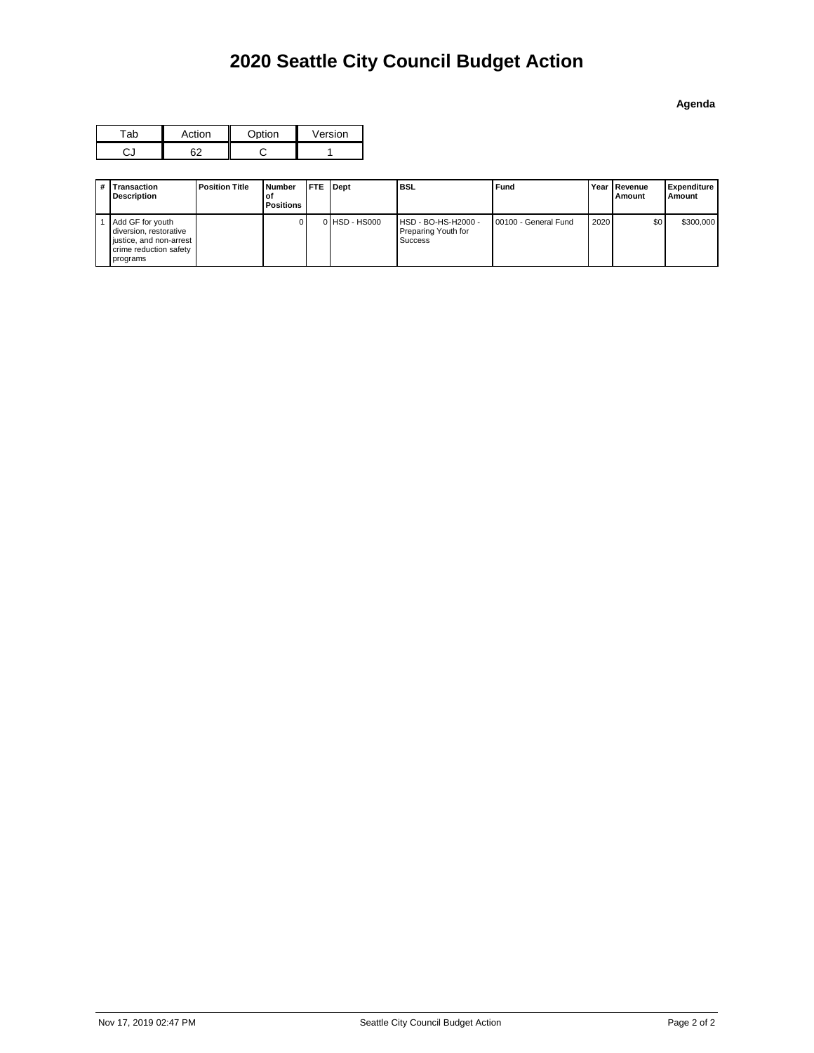# 2020 Seattle City Council Budget Action

**Agenda**

| Tab | Action | Option | Version |
|---|---|---|---|
| CJ | 62 | C | 1 |

| # | Transaction Description | Position Title | Number of Positions | FTE | Dept | BSL | Fund | Year | Revenue Amount | Expenditure Amount |
|---|---|---|---|---|---|---|---|---|---|---|
| 1 | Add GF for youth diversion, restorative justice, and non-arrest crime reduction safety programs | | 0 | 0 | HSD - HS000 | HSD - BO-HS-H2000 - Preparing Youth for Success | 00100 - General Fund | 2020 | $0 | $300,000 |